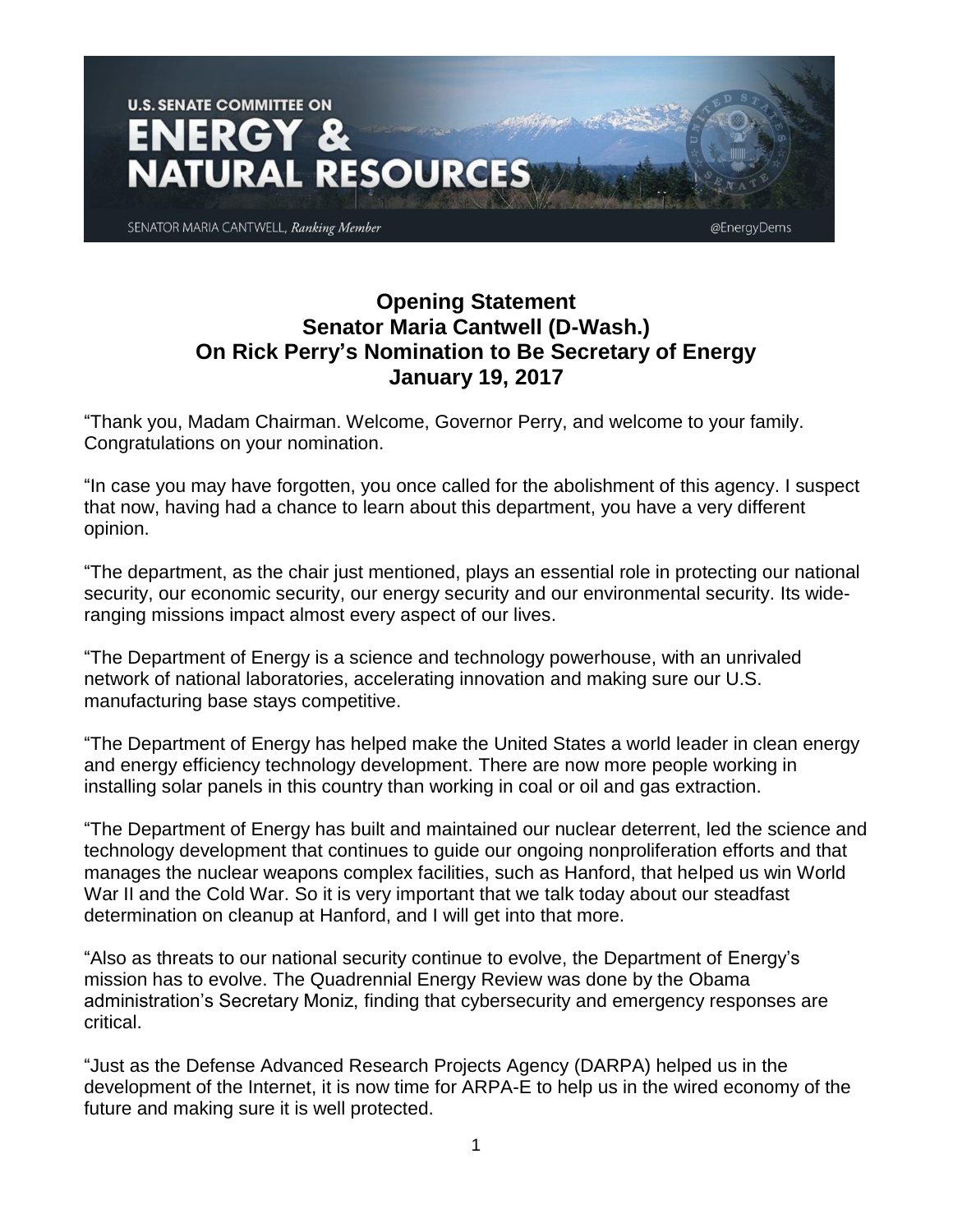U.S. SENATE COMMITTEE ON
# ENERGY & NATURAL RESOURCES

SENATOR MARIA CANTWELL, *Ranking Member* — @EnergyDems

## Opening Statement
## Senator Maria Cantwell (D-Wash.)
## On Rick Perry's Nomination to Be Secretary of Energy
## January 19, 2017

"Thank you, Madam Chairman. Welcome, Governor Perry, and welcome to your family. Congratulations on your nomination.

"In case you may have forgotten, you once called for the abolishment of this agency. I suspect that now, having had a chance to learn about this department, you have a very different opinion.

"The department, as the chair just mentioned, plays an essential role in protecting our national security, our economic security, our energy security and our environmental security. Its wide-ranging missions impact almost every aspect of our lives.

"The Department of Energy is a science and technology powerhouse, with an unrivaled network of national laboratories, accelerating innovation and making sure our U.S. manufacturing base stays competitive.

"The Department of Energy has helped make the United States a world leader in clean energy and energy efficiency technology development. There are now more people working in installing solar panels in this country than working in coal or oil and gas extraction.

"The Department of Energy has built and maintained our nuclear deterrent, led the science and technology development that continues to guide our ongoing nonproliferation efforts and that manages the nuclear weapons complex facilities, such as Hanford, that helped us win World War II and the Cold War. So it is very important that we talk today about our steadfast determination on cleanup at Hanford, and I will get into that more.

"Also as threats to our national security continue to evolve, the Department of Energy's mission has to evolve. The Quadrennial Energy Review was done by the Obama administration's Secretary Moniz, finding that cybersecurity and emergency responses are critical.

"Just as the Defense Advanced Research Projects Agency (DARPA) helped us in the development of the Internet, it is now time for ARPA-E to help us in the wired economy of the future and making sure it is well protected.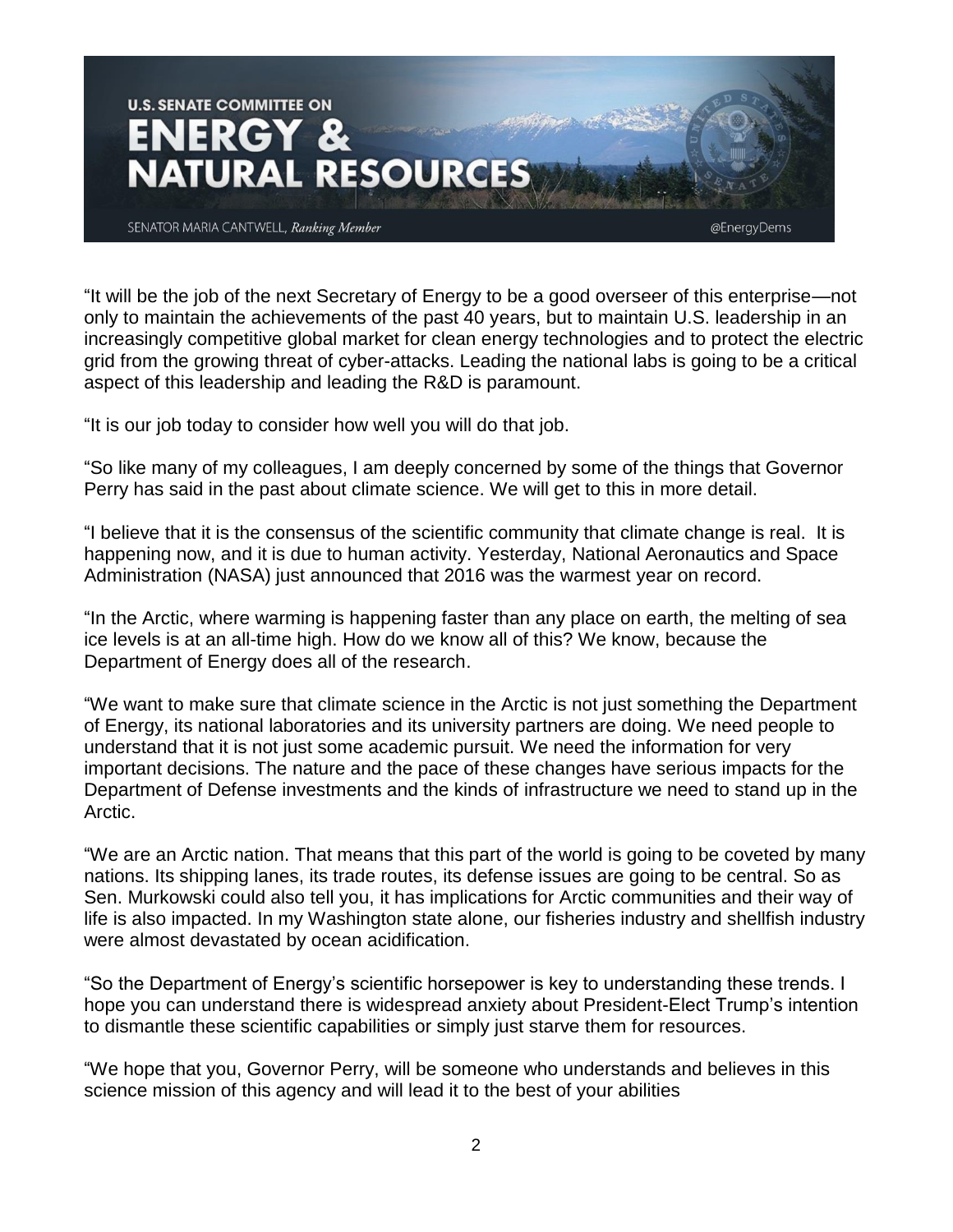"It will be the job of the next Secretary of Energy to be a good overseer of this enterprise—not only to maintain the achievements of the past 40 years, but to maintain U.S. leadership in an increasingly competitive global market for clean energy technologies and to protect the electric grid from the growing threat of cyber-attacks. Leading the national labs is going to be a critical aspect of this leadership and leading the R&D is paramount.

"It is our job today to consider how well you will do that job.

"So like many of my colleagues, I am deeply concerned by some of the things that Governor Perry has said in the past about climate science. We will get to this in more detail.

"I believe that it is the consensus of the scientific community that climate change is real. It is happening now, and it is due to human activity. Yesterday, National Aeronautics and Space Administration (NASA) just announced that 2016 was the warmest year on record.

"In the Arctic, where warming is happening faster than any place on earth, the melting of sea ice levels is at an all-time high. How do we know all of this? We know, because the Department of Energy does all of the research.

"We want to make sure that climate science in the Arctic is not just something the Department of Energy, its national laboratories and its university partners are doing. We need people to understand that it is not just some academic pursuit. We need the information for very important decisions. The nature and the pace of these changes have serious impacts for the Department of Defense investments and the kinds of infrastructure we need to stand up in the Arctic.

"We are an Arctic nation. That means that this part of the world is going to be coveted by many nations. Its shipping lanes, its trade routes, its defense issues are going to be central. So as Sen. Murkowski could also tell you, it has implications for Arctic communities and their way of life is also impacted. In my Washington state alone, our fisheries industry and shellfish industry were almost devastated by ocean acidification.

"So the Department of Energy's scientific horsepower is key to understanding these trends. I hope you can understand there is widespread anxiety about President-Elect Trump's intention to dismantle these scientific capabilities or simply just starve them for resources.

"We hope that you, Governor Perry, will be someone who understands and believes in this science mission of this agency and will lead it to the best of your abilities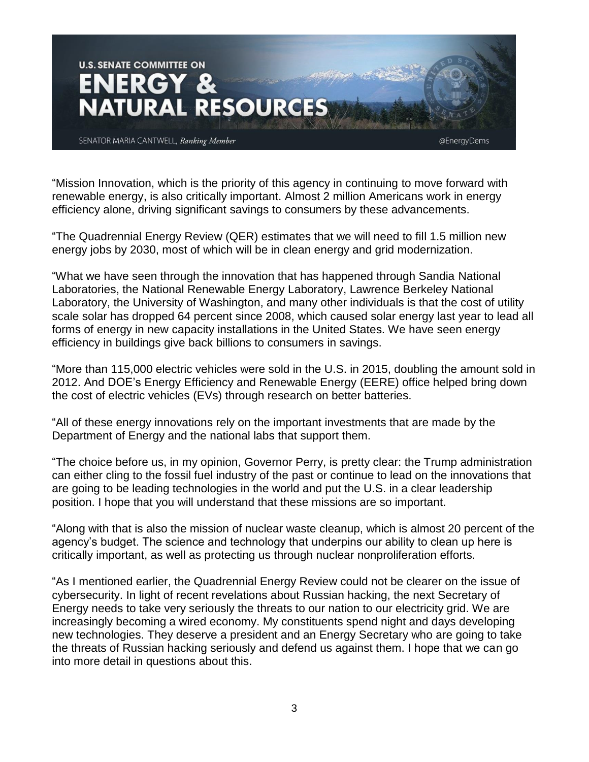“Mission Innovation, which is the priority of this agency in continuing to move forward with renewable energy, is also critically important. Almost 2 million Americans work in energy efficiency alone, driving significant savings to consumers by these advancements.

“The Quadrennial Energy Review (QER) estimates that we will need to fill 1.5 million new energy jobs by 2030, most of which will be in clean energy and grid modernization.

“What we have seen through the innovation that has happened through Sandia National Laboratories, the National Renewable Energy Laboratory, Lawrence Berkeley National Laboratory, the University of Washington, and many other individuals is that the cost of utility scale solar has dropped 64 percent since 2008, which caused solar energy last year to lead all forms of energy in new capacity installations in the United States. We have seen energy efficiency in buildings give back billions to consumers in savings.

“More than 115,000 electric vehicles were sold in the U.S. in 2015, doubling the amount sold in 2012. And DOE’s Energy Efficiency and Renewable Energy (EERE) office helped bring down the cost of electric vehicles (EVs) through research on better batteries.

“All of these energy innovations rely on the important investments that are made by the Department of Energy and the national labs that support them.

“The choice before us, in my opinion, Governor Perry, is pretty clear: the Trump administration can either cling to the fossil fuel industry of the past or continue to lead on the innovations that are going to be leading technologies in the world and put the U.S. in a clear leadership position. I hope that you will understand that these missions are so important.

“Along with that is also the mission of nuclear waste cleanup, which is almost 20 percent of the agency’s budget. The science and technology that underpins our ability to clean up here is critically important, as well as protecting us through nuclear nonproliferation efforts.

“As I mentioned earlier, the Quadrennial Energy Review could not be clearer on the issue of cybersecurity. In light of recent revelations about Russian hacking, the next Secretary of Energy needs to take very seriously the threats to our nation to our electricity grid. We are increasingly becoming a wired economy. My constituents spend night and days developing new technologies. They deserve a president and an Energy Secretary who are going to take the threats of Russian hacking seriously and defend us against them. I hope that we can go into more detail in questions about this.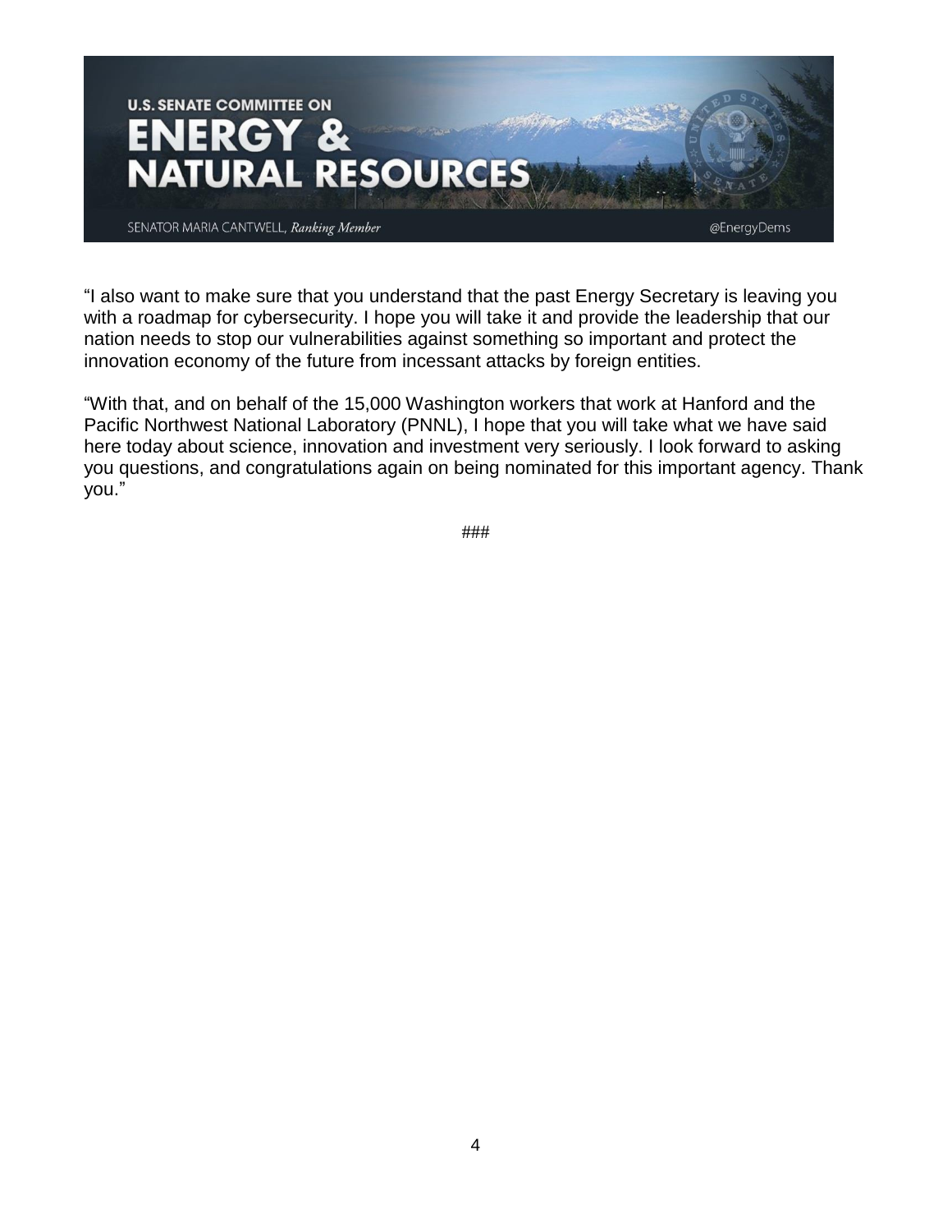U.S. SENATE COMMITTEE ON

# ENERGY & NATURAL RESOURCES

SENATOR MARIA CANTWELL, *Ranking Member*

@EnergyDems

"I also want to make sure that you understand that the past Energy Secretary is leaving you with a roadmap for cybersecurity. I hope you will take it and provide the leadership that our nation needs to stop our vulnerabilities against something so important and protect the innovation economy of the future from incessant attacks by foreign entities.

"With that, and on behalf of the 15,000 Washington workers that work at Hanford and the Pacific Northwest National Laboratory (PNNL), I hope that you will take what we have said here today about science, innovation and investment very seriously. I look forward to asking you questions, and congratulations again on being nominated for this important agency. Thank you."

###